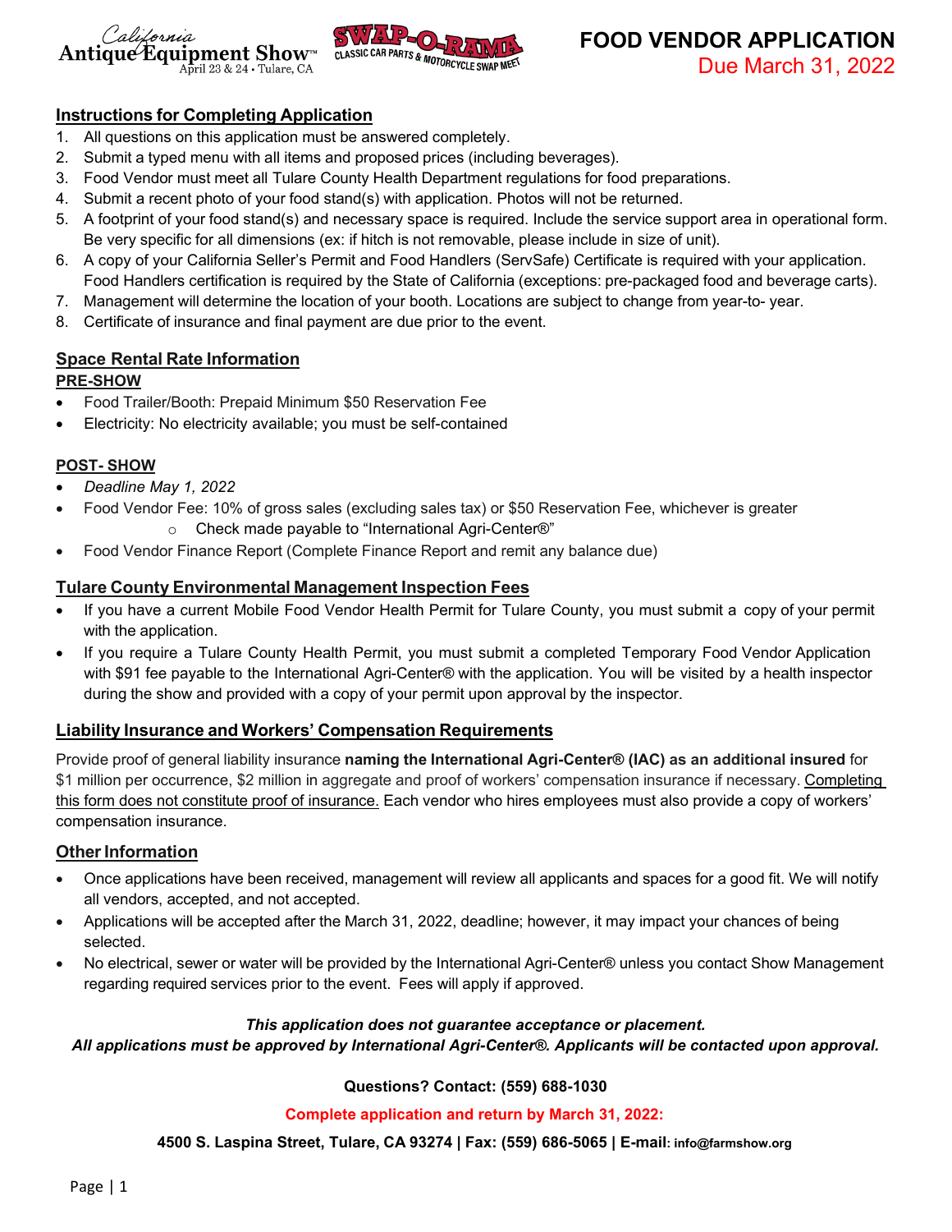California Antique Equipment Show™
April 23 & 24 • Tulare, CA

SWAP-O-RAMA
CLASSIC CAR PARTS & MOTORCYCLE SWAP MEET

# FOOD VENDOR APPLICATION

Due March 31, 2022

## Instructions for Completing Application

1. All questions on this application must be answered completely.
2. Submit a typed menu with all items and proposed prices (including beverages).
3. Food Vendor must meet all Tulare County Health Department regulations for food preparations.
4. Submit a recent photo of your food stand(s) with application. Photos will not be returned.
5. A footprint of your food stand(s) and necessary space is required. Include the service support area in operational form. Be very specific for all dimensions (ex: if hitch is not removable, please include in size of unit).
6. A copy of your California Seller's Permit and Food Handlers (ServSafe) Certificate is required with your application. Food Handlers certification is required by the State of California (exceptions: pre-packaged food and beverage carts).
7. Management will determine the location of your booth. Locations are subject to change from year-to- year.
8. Certificate of insurance and final payment are due prior to the event.

## Space Rental Rate Information

### PRE-SHOW

- Food Trailer/Booth: Prepaid Minimum $50 Reservation Fee
- Electricity: No electricity available; you must be self-contained

### POST- SHOW

- *Deadline May 1, 2022*
- Food Vendor Fee: 10% of gross sales (excluding sales tax) or $50 Reservation Fee, whichever is greater
  - Check made payable to "International Agri-Center®"
- Food Vendor Finance Report (Complete Finance Report and remit any balance due)

## Tulare County Environmental Management Inspection Fees

- If you have a current Mobile Food Vendor Health Permit for Tulare County, you must submit a copy of your permit with the application.
- If you require a Tulare County Health Permit, you must submit a completed Temporary Food Vendor Application with $91 fee payable to the International Agri-Center® with the application. You will be visited by a health inspector during the show and provided with a copy of your permit upon approval by the inspector.

## Liability Insurance and Workers' Compensation Requirements

Provide proof of general liability insurance **naming the International Agri-Center® (IAC) as an additional insured** for $1 million per occurrence, $2 million in aggregate and proof of workers' compensation insurance if necessary. Completing this form does not constitute proof of insurance. Each vendor who hires employees must also provide a copy of workers' compensation insurance.

## Other Information

- Once applications have been received, management will review all applicants and spaces for a good fit. We will notify all vendors, accepted, and not accepted.
- Applications will be accepted after the March 31, 2022, deadline; however, it may impact your chances of being selected.
- No electrical, sewer or water will be provided by the International Agri-Center® unless you contact Show Management regarding required services prior to the event. Fees will apply if approved.

***This application does not guarantee acceptance or placement.***
***All applications must be approved by International Agri-Center®. Applicants will be contacted upon approval.***

**Questions? Contact: (559) 688-1030**

**Complete application and return by March 31, 2022:**

**4500 S. Laspina Street, Tulare, CA 93274 | Fax: (559) 686-5065 | E-mail: info@farmshow.org**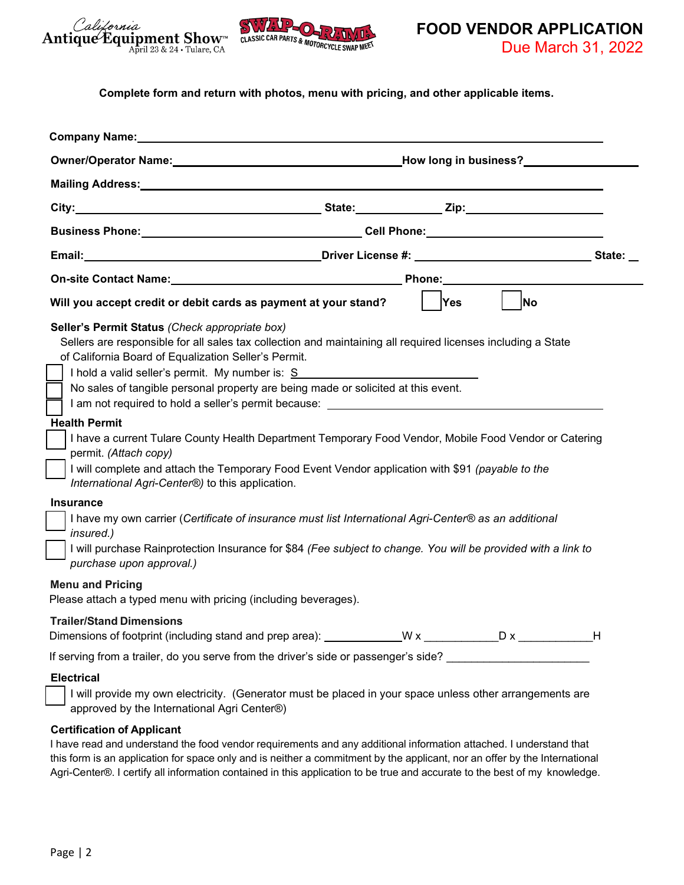California Antique Equipment Show™ April 23 & 24 • Tulare, CA

SWAP-O-RAMA CLASSIC CAR PARTS & MOTORCYCLE SWAP MEET

# FOOD VENDOR APPLICATION

Due March 31, 2022

**Complete form and return with photos, menu with pricing, and other applicable items.**

**Company Name:** ______________________________________________

**Owner/Operator Name:** ______________________ **How long in business?** __________

**Mailing Address:** ______________________________________________

**City:** ______________________ **State:** ________ **Zip:** ____________

**Business Phone:** ____________________ **Cell Phone:** ____________________

**Email:** ____________________ **Driver License #:** ________________ **State:** __

**On-site Contact Name:** ____________________ **Phone:** ____________________

**Will you accept credit or debit cards as payment at your stand?** ☐ **Yes** ☐ **No**

**Seller's Permit Status** *(Check appropriate box)*

Sellers are responsible for all sales tax collection and maintaining all required licenses including a State of California Board of Equalization Seller's Permit.

- ☐ I hold a valid seller's permit. My number is: S__________________
- ☐ No sales of tangible personal property are being made or solicited at this event.
- ☐ I am not required to hold a seller's permit because: ______________________

**Health Permit**

- ☐ I have a current Tulare County Health Department Temporary Food Vendor, Mobile Food Vendor or Catering permit. *(Attach copy)*
- ☐ I will complete and attach the Temporary Food Event Vendor application with $91 *(payable to the International Agri-Center®)* to this application.

**Insurance**

- ☐ I have my own carrier (*Certificate of insurance must list International Agri-Center® as an additional insured.)*
- ☐ I will purchase Rainprotection Insurance for $84 *(Fee subject to change. You will be provided with a link to purchase upon approval.)*

**Menu and Pricing**

Please attach a typed menu with pricing (including beverages).

**Trailer/Stand Dimensions**

Dimensions of footprint (including stand and prep area): ____________W x ____________D x ____________H

If serving from a trailer, do you serve from the driver's side or passenger's side? ______________________

**Electrical**

- ☐ I will provide my own electricity. (Generator must be placed in your space unless other arrangements are approved by the International Agri Center®)

**Certification of Applicant**

I have read and understand the food vendor requirements and any additional information attached. I understand that this form is an application for space only and is neither a commitment by the applicant, nor an offer by the International Agri-Center®. I certify all information contained in this application to be true and accurate to the best of my knowledge.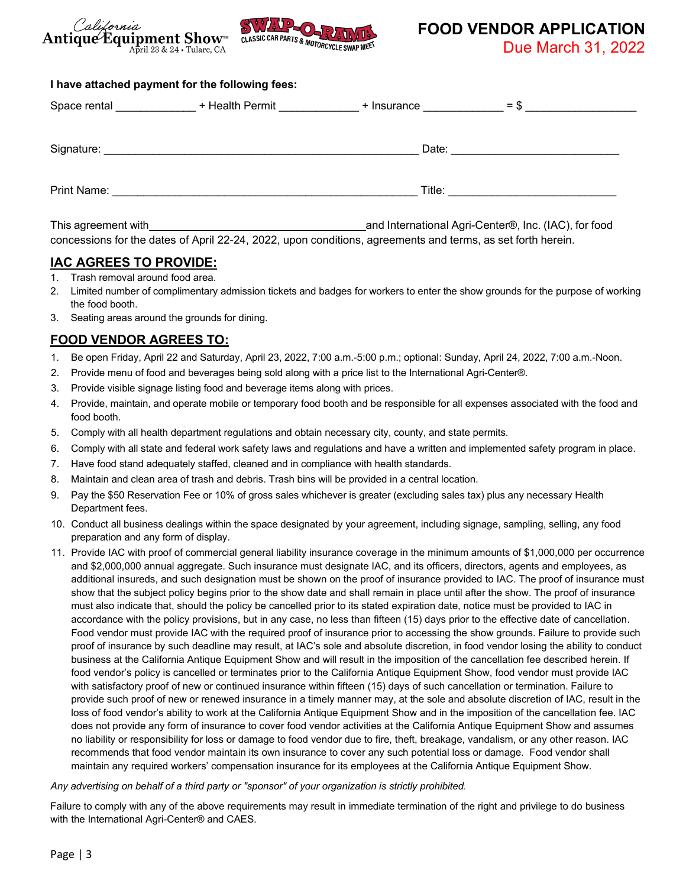California Antique Equipment Show™ April 23 & 24 • Tulare, CA

SWAP-O-RAMA CLASSIC CAR PARTS & MOTORCYCLE SWAP MEET

# FOOD VENDOR APPLICATION

Due March 31, 2022

**I have attached payment for the following fees:**

Space rental ____________ + Health Permit ____________ + Insurance ____________ = $ ________________

Signature: ______________________________________________ Date: ________________________

Print Name: ____________________________________________ Title: ________________________

This agreement with ________________________________ and International Agri-Center®, Inc. (IAC), for food concessions for the dates of April 22-24, 2022, upon conditions, agreements and terms, as set forth herein.

## IAC AGREES TO PROVIDE:

1. Trash removal around food area.
2. Limited number of complimentary admission tickets and badges for workers to enter the show grounds for the purpose of working the food booth.
3. Seating areas around the grounds for dining.

## FOOD VENDOR AGREES TO:

1. Be open Friday, April 22 and Saturday, April 23, 2022, 7:00 a.m.-5:00 p.m.; optional: Sunday, April 24, 2022, 7:00 a.m.-Noon.
2. Provide menu of food and beverages being sold along with a price list to the International Agri-Center®.
3. Provide visible signage listing food and beverage items along with prices.
4. Provide, maintain, and operate mobile or temporary food booth and be responsible for all expenses associated with the food and food booth.
5. Comply with all health department regulations and obtain necessary city, county, and state permits.
6. Comply with all state and federal work safety laws and regulations and have a written and implemented safety program in place.
7. Have food stand adequately staffed, cleaned and in compliance with health standards.
8. Maintain and clean area of trash and debris. Trash bins will be provided in a central location.
9. Pay the $50 Reservation Fee or 10% of gross sales whichever is greater (excluding sales tax) plus any necessary Health Department fees.
10. Conduct all business dealings within the space designated by your agreement, including signage, sampling, selling, any food preparation and any form of display.
11. Provide IAC with proof of commercial general liability insurance coverage in the minimum amounts of $1,000,000 per occurrence and $2,000,000 annual aggregate. Such insurance must designate IAC, and its officers, directors, agents and employees, as additional insureds, and such designation must be shown on the proof of insurance provided to IAC. The proof of insurance must show that the subject policy begins prior to the show date and shall remain in place until after the show. The proof of insurance must also indicate that, should the policy be cancelled prior to its stated expiration date, notice must be provided to IAC in accordance with the policy provisions, but in any case, no less than fifteen (15) days prior to the effective date of cancellation. Food vendor must provide IAC with the required proof of insurance prior to accessing the show grounds. Failure to provide such proof of insurance by such deadline may result, at IAC's sole and absolute discretion, in food vendor losing the ability to conduct business at the California Antique Equipment Show and will result in the imposition of the cancellation fee described herein. If food vendor's policy is cancelled or terminates prior to the California Antique Equipment Show, food vendor must provide IAC with satisfactory proof of new or continued insurance within fifteen (15) days of such cancellation or termination. Failure to provide such proof of new or renewed insurance in a timely manner may, at the sole and absolute discretion of IAC, result in the loss of food vendor's ability to work at the California Antique Equipment Show and in the imposition of the cancellation fee. IAC does not provide any form of insurance to cover food vendor activities at the California Antique Equipment Show and assumes no liability or responsibility for loss or damage to food vendor due to fire, theft, breakage, vandalism, or any other reason. IAC recommends that food vendor maintain its own insurance to cover any such potential loss or damage. Food vendor shall maintain any required workers' compensation insurance for its employees at the California Antique Equipment Show.

*Any advertising on behalf of a third party or "sponsor" of your organization is strictly prohibited.*

Failure to comply with any of the above requirements may result in immediate termination of the right and privilege to do business with the International Agri-Center® and CAES.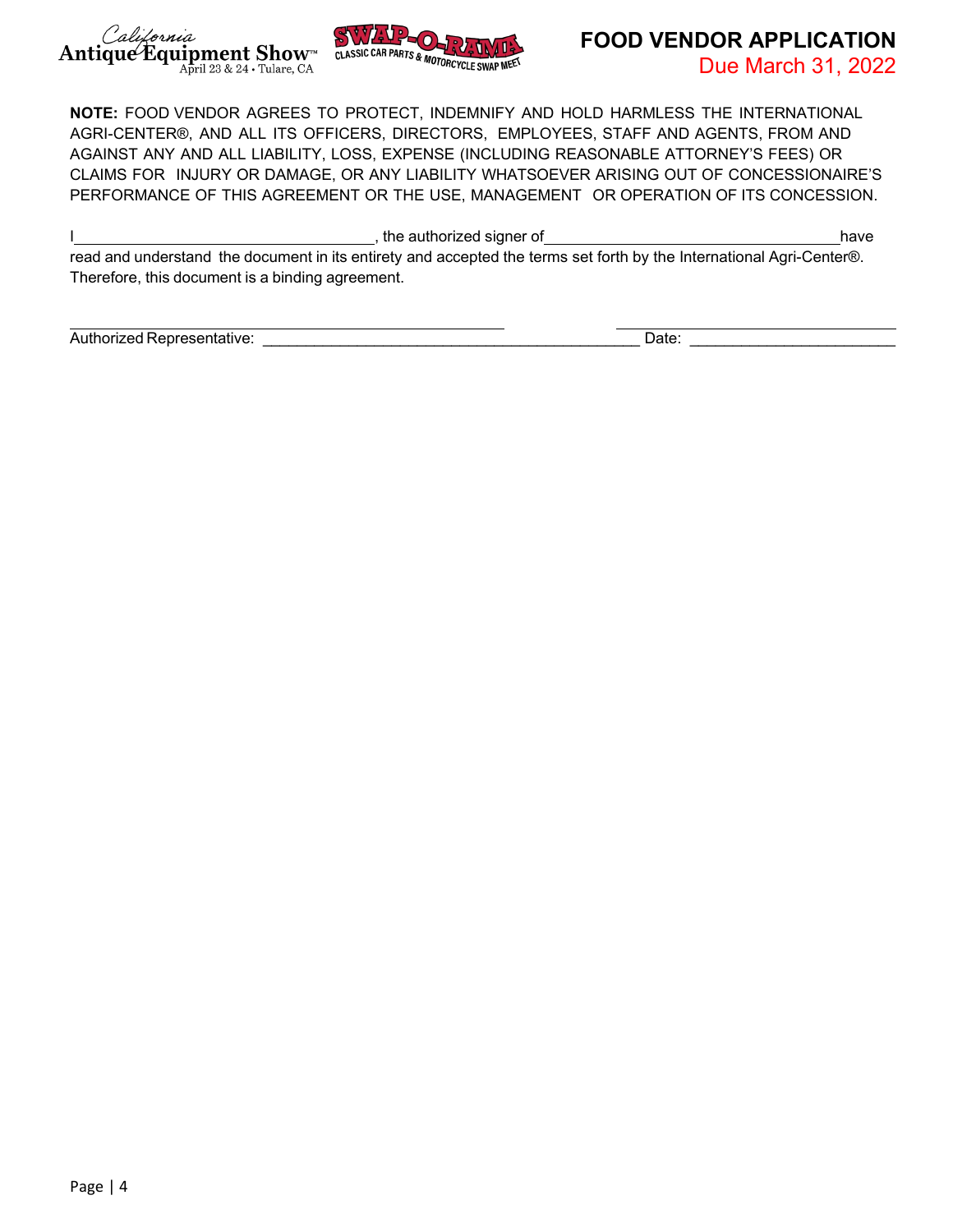California Antique Equipment Show™ April 23 & 24 • Tulare, CA

SWAP-O-RAMA CLASSIC CAR PARTS & MOTORCYCLE SWAP MEET

# FOOD VENDOR APPLICATION

Due March 31, 2022

**NOTE:** FOOD VENDOR AGREES TO PROTECT, INDEMNIFY AND HOLD HARMLESS THE INTERNATIONAL AGRI-CENTER®, AND ALL ITS OFFICERS, DIRECTORS, EMPLOYEES, STAFF AND AGENTS, FROM AND AGAINST ANY AND ALL LIABILITY, LOSS, EXPENSE (INCLUDING REASONABLE ATTORNEY'S FEES) OR CLAIMS FOR INJURY OR DAMAGE, OR ANY LIABILITY WHATSOEVER ARISING OUT OF CONCESSIONAIRE'S PERFORMANCE OF THIS AGREEMENT OR THE USE, MANAGEMENT OR OPERATION OF ITS CONCESSION.

I__________________________________, the authorized signer of__________________________________have read and understand the document in its entirety and accepted the terms set forth by the International Agri-Center®. Therefore, this document is a binding agreement.

Authorized Representative: ____________________________________________ Date: ________________________